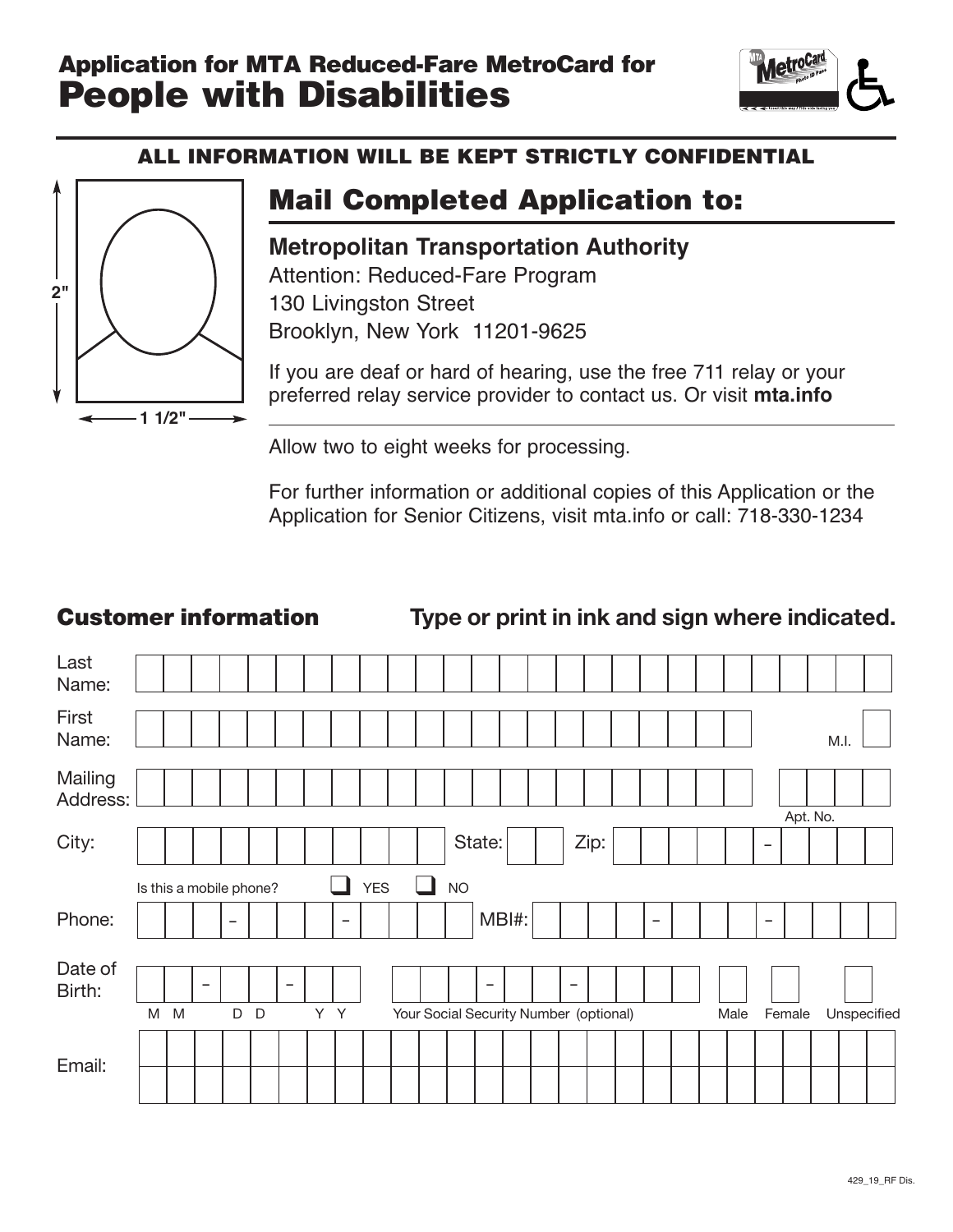# Application for MTA Reduced-Fare MetroCard for People with Disabilities

**ALL INFORMATION WILL BE KEPT STRICTLY CONFIDENTIAL**

2"

1 1/2"

## Mail Completed Application to:

**Metropolitan Transportation Authority**
Attention: Reduced-Fare Program
130 Livingston Street
Brooklyn, New York 11201-9625

If you are deaf or hard of hearing, use the free 711 relay or your preferred relay service provider to contact us. Or visit **mta.info**

Allow two to eight weeks for processing.

For further information or additional copies of this Application or the Application for Senior Citizens, visit mta.info or call: 718-330-1234

## Customer information

**Type or print in ink and sign where indicated.**

Last Name:

First Name: M.I.

Mailing Address: Apt. No.

City: State: Zip: –

Is this a mobile phone? ❑ YES ❑ NO

Phone: – – MBI#: – –

Date of Birth: – – (M M D D Y Y)

– – Your Social Security Number (optional)

Male Female Unspecified

Email:

429_19_RF Dis.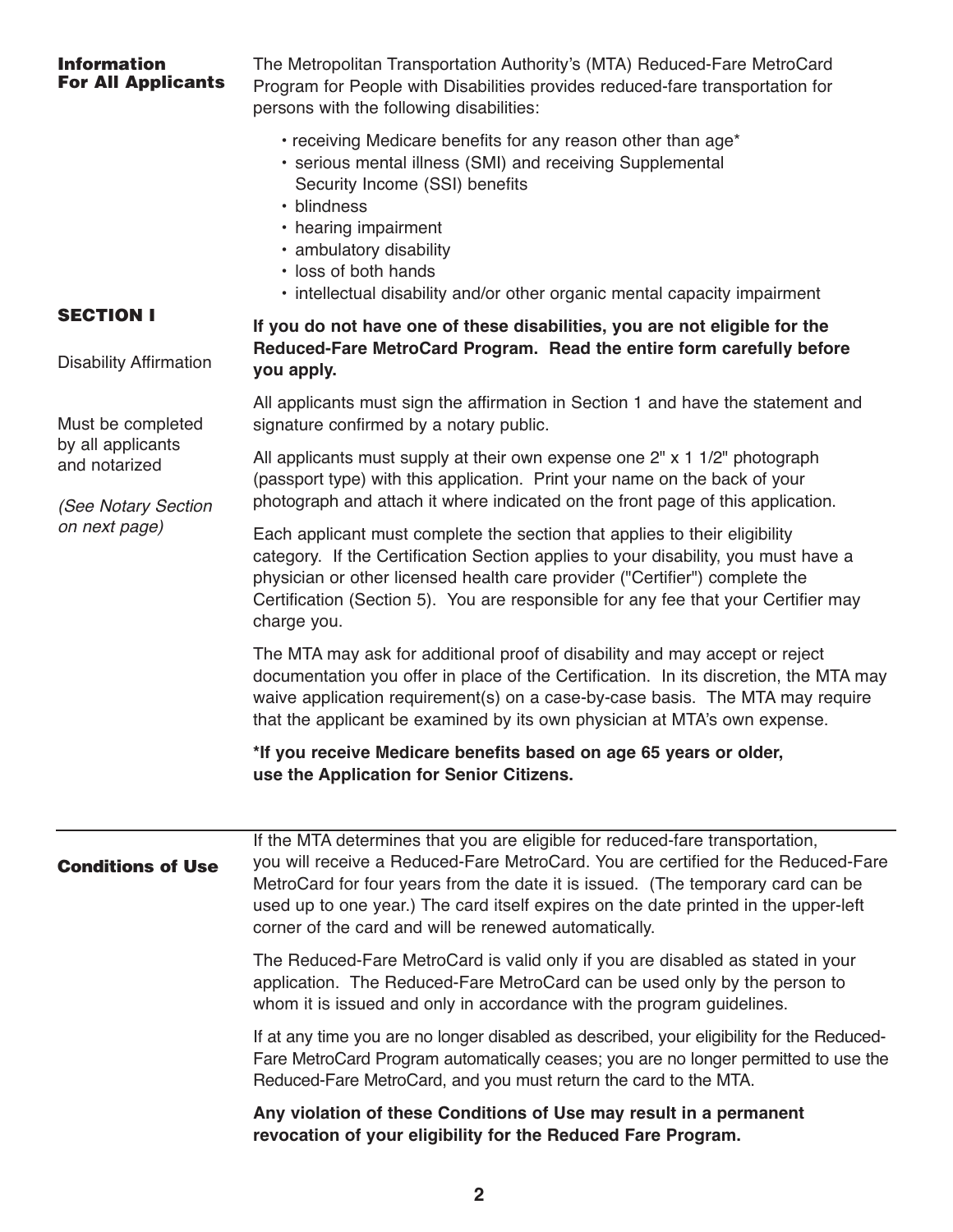## Information For All Applicants

The Metropolitan Transportation Authority's (MTA) Reduced-Fare MetroCard Program for People with Disabilities provides reduced-fare transportation for persons with the following disabilities:

- receiving Medicare benefits for any reason other than age*
- serious mental illness (SMI) and receiving Supplemental Security Income (SSI) benefits
- blindness
- hearing impairment
- ambulatory disability
- loss of both hands
- intellectual disability and/or other organic mental capacity impairment

## SECTION I

Disability Affirmation

Must be completed by all applicants and notarized

*(See Notary Section on next page)*

**If you do not have one of these disabilities, you are not eligible for the Reduced-Fare MetroCard Program. Read the entire form carefully before you apply.**

All applicants must sign the affirmation in Section 1 and have the statement and signature confirmed by a notary public.

All applicants must supply at their own expense one 2" x 1 1/2" photograph (passport type) with this application. Print your name on the back of your photograph and attach it where indicated on the front page of this application.

Each applicant must complete the section that applies to their eligibility category. If the Certification Section applies to your disability, you must have a physician or other licensed health care provider ("Certifier") complete the Certification (Section 5). You are responsible for any fee that your Certifier may charge you.

The MTA may ask for additional proof of disability and may accept or reject documentation you offer in place of the Certification. In its discretion, the MTA may waive application requirement(s) on a case-by-case basis. The MTA may require that the applicant be examined by its own physician at MTA's own expense.

**\*If you receive Medicare benefits based on age 65 years or older, use the Application for Senior Citizens.**

---

## Conditions of Use

If the MTA determines that you are eligible for reduced-fare transportation, you will receive a Reduced-Fare MetroCard. You are certified for the Reduced-Fare MetroCard for four years from the date it is issued. (The temporary card can be used up to one year.) The card itself expires on the date printed in the upper-left corner of the card and will be renewed automatically.

The Reduced-Fare MetroCard is valid only if you are disabled as stated in your application. The Reduced-Fare MetroCard can be used only by the person to whom it is issued and only in accordance with the program guidelines.

If at any time you are no longer disabled as described, your eligibility for the Reduced-Fare MetroCard Program automatically ceases; you are no longer permitted to use the Reduced-Fare MetroCard, and you must return the card to the MTA.

**Any violation of these Conditions of Use may result in a permanent revocation of your eligibility for the Reduced Fare Program.**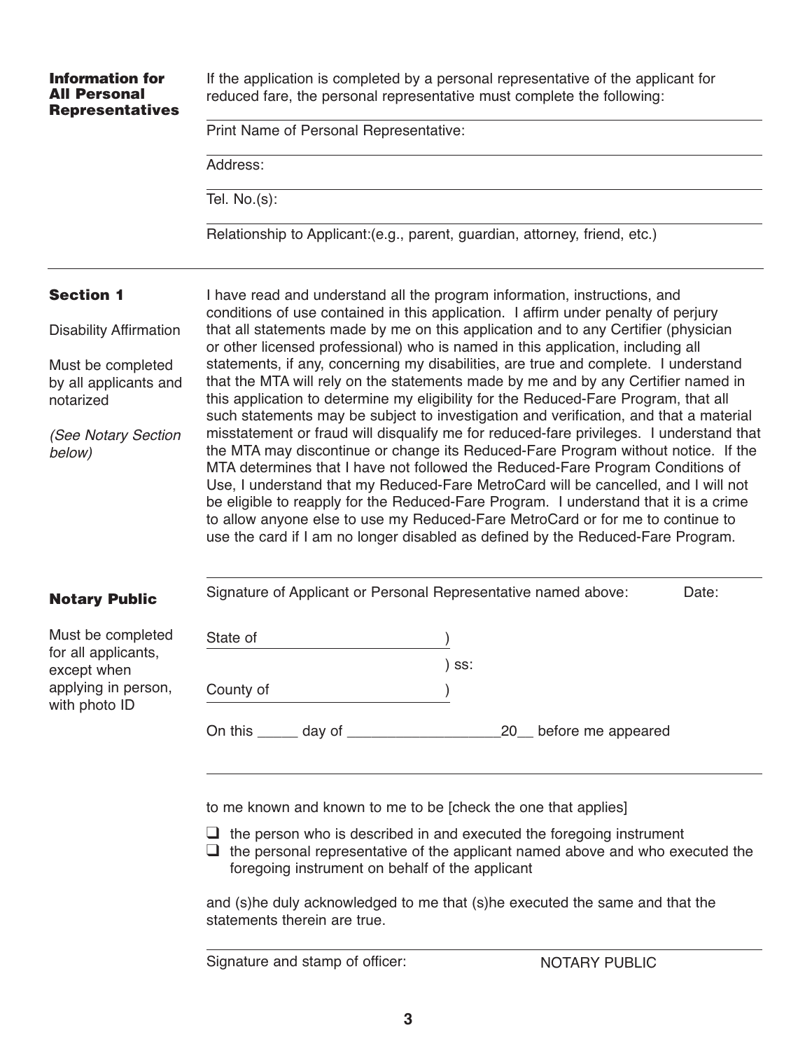**Information for All Personal Representatives**

If the application is completed by a personal representative of the applicant for reduced fare, the personal representative must complete the following:

Print Name of Personal Representative:

Address:

Tel. No.(s):

Relationship to Applicant:(e.g., parent, guardian, attorney, friend, etc.)

---

**Section 1**

Disability Affirmation

Must be completed by all applicants and notarized

*(See Notary Section below)*

I have read and understand all the program information, instructions, and conditions of use contained in this application. I affirm under penalty of perjury that all statements made by me on this application and to any Certifier (physician or other licensed professional) who is named in this application, including all statements, if any, concerning my disabilities, are true and complete. I understand that the MTA will rely on the statements made by me and by any Certifier named in this application to determine my eligibility for the Reduced-Fare Program, that all such statements may be subject to investigation and verification, and that a material misstatement or fraud will disqualify me for reduced-fare privileges. I understand that the MTA may discontinue or change its Reduced-Fare Program without notice. If the MTA determines that I have not followed the Reduced-Fare Program Conditions of Use, I understand that my Reduced-Fare MetroCard will be cancelled, and I will not be eligible to reapply for the Reduced-Fare Program. I understand that it is a crime to allow anyone else to use my Reduced-Fare MetroCard or for me to continue to use the card if I am no longer disabled as defined by the Reduced-Fare Program.

Signature of Applicant or Personal Representative named above: Date:

**Notary Public**

Must be completed for all applicants, except when applying in person, with photo ID

State of ______________________ )

) ss:

County of ______________________ )

On this _____ day of ___________________20__ before me appeared

______________________________________________

to me known and known to me to be [check the one that applies]

- ❑ the person who is described in and executed the foregoing instrument
- ❑ the personal representative of the applicant named above and who executed the foregoing instrument on behalf of the applicant

and (s)he duly acknowledged to me that (s)he executed the same and that the statements therein are true.

Signature and stamp of officer: NOTARY PUBLIC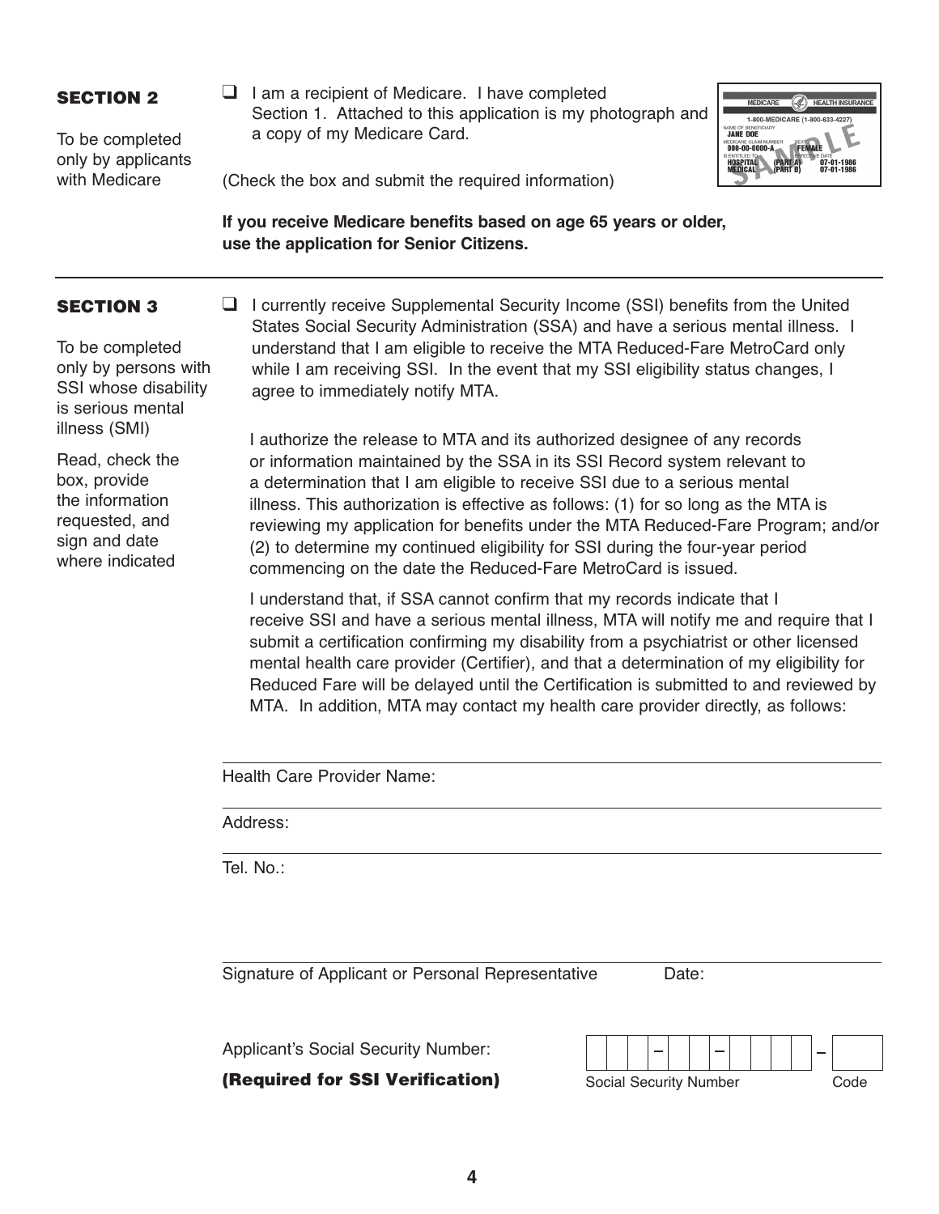## SECTION 2

To be completed only by applicants with Medicare

☐ I am a recipient of Medicare. I have completed Section 1. Attached to this application is my photograph and a copy of my Medicare Card.

(Check the box and submit the required information)

**If you receive Medicare benefits based on age 65 years or older, use the application for Senior Citizens.**

---

## SECTION 3

To be completed only by persons with SSI whose disability is serious mental illness (SMI)

Read, check the box, provide the information requested, and sign and date where indicated

☐ I currently receive Supplemental Security Income (SSI) benefits from the United States Social Security Administration (SSA) and have a serious mental illness. I understand that I am eligible to receive the MTA Reduced-Fare MetroCard only while I am receiving SSI. In the event that my SSI eligibility status changes, I agree to immediately notify MTA.

I authorize the release to MTA and its authorized designee of any records or information maintained by the SSA in its SSI Record system relevant to a determination that I am eligible to receive SSI due to a serious mental illness. This authorization is effective as follows: (1) for so long as the MTA is reviewing my application for benefits under the MTA Reduced-Fare Program; and/or (2) to determine my continued eligibility for SSI during the four-year period commencing on the date the Reduced-Fare MetroCard is issued.

I understand that, if SSA cannot confirm that my records indicate that I receive SSI and have a serious mental illness, MTA will notify me and require that I submit a certification confirming my disability from a psychiatrist or other licensed mental health care provider (Certifier), and that a determination of my eligibility for Reduced Fare will be delayed until the Certification is submitted to and reviewed by MTA. In addition, MTA may contact my health care provider directly, as follows:

Health Care Provider Name: ______________________

Address: ______________________

Tel. No.: ______________________

______________________
Signature of Applicant or Personal Representative    Date:

Applicant's Social Security Number:

**(Required for SSI Verification)**

| | | | – | | | – | | | | | – | |
|---|---|---|---|---|---|---|---|---|---|---|---|---|

Social Security Number    Code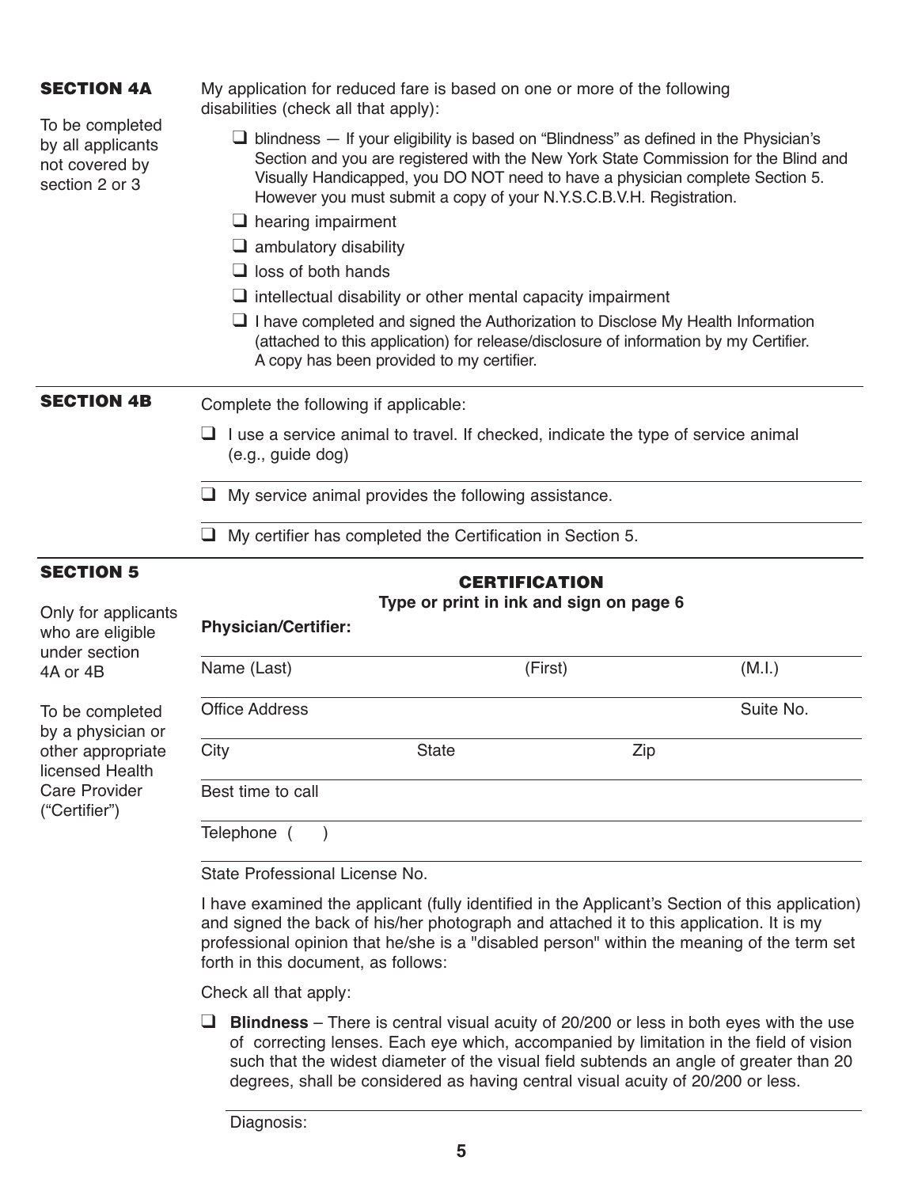## SECTION 4A

To be completed by all applicants not covered by section 2 or 3

My application for reduced fare is based on one or more of the following disabilities (check all that apply):

- ❑ blindness — If your eligibility is based on "Blindness" as defined in the Physician's Section and you are registered with the New York State Commission for the Blind and Visually Handicapped, you DO NOT need to have a physician complete Section 5. However you must submit a copy of your N.Y.S.C.B.V.H. Registration.
- ❑ hearing impairment
- ❑ ambulatory disability
- ❑ loss of both hands
- ❑ intellectual disability or other mental capacity impairment
- ❑ I have completed and signed the Authorization to Disclose My Health Information (attached to this application) for release/disclosure of information by my Certifier. A copy has been provided to my certifier.

## SECTION 4B

Complete the following if applicable:

- ❑ I use a service animal to travel. If checked, indicate the type of service animal (e.g., guide dog)

_______________________________________________

- ❑ My service animal provides the following assistance.

_______________________________________________

- ❑ My certifier has completed the Certification in Section 5.

## SECTION 5

Only for applicants who are eligible under section 4A or 4B

To be completed by a physician or other appropriate licensed Health Care Provider ("Certifier")

### CERTIFICATION

**Type or print in ink and sign on page 6**

**Physician/Certifier:**

_______________________________________________
Name (Last) (First) (M.I.)

_______________________________________________
Office Address Suite No.

_______________________________________________
City State Zip

_______________________________________________
Best time to call

_______________________________________________
Telephone ( )

_______________________________________________
State Professional License No.

I have examined the applicant (fully identified in the Applicant's Section of this application) and signed the back of his/her photograph and attached it to this application. It is my professional opinion that he/she is a "disabled person" within the meaning of the term set forth in this document, as follows:

Check all that apply:

- ❑ **Blindness** – There is central visual acuity of 20/200 or less in both eyes with the use of correcting lenses. Each eye which, accompanied by limitation in the field of vision such that the widest diameter of the visual field subtends an angle of greater than 20 degrees, shall be considered as having central visual acuity of 20/200 or less.

_______________________________________________
Diagnosis: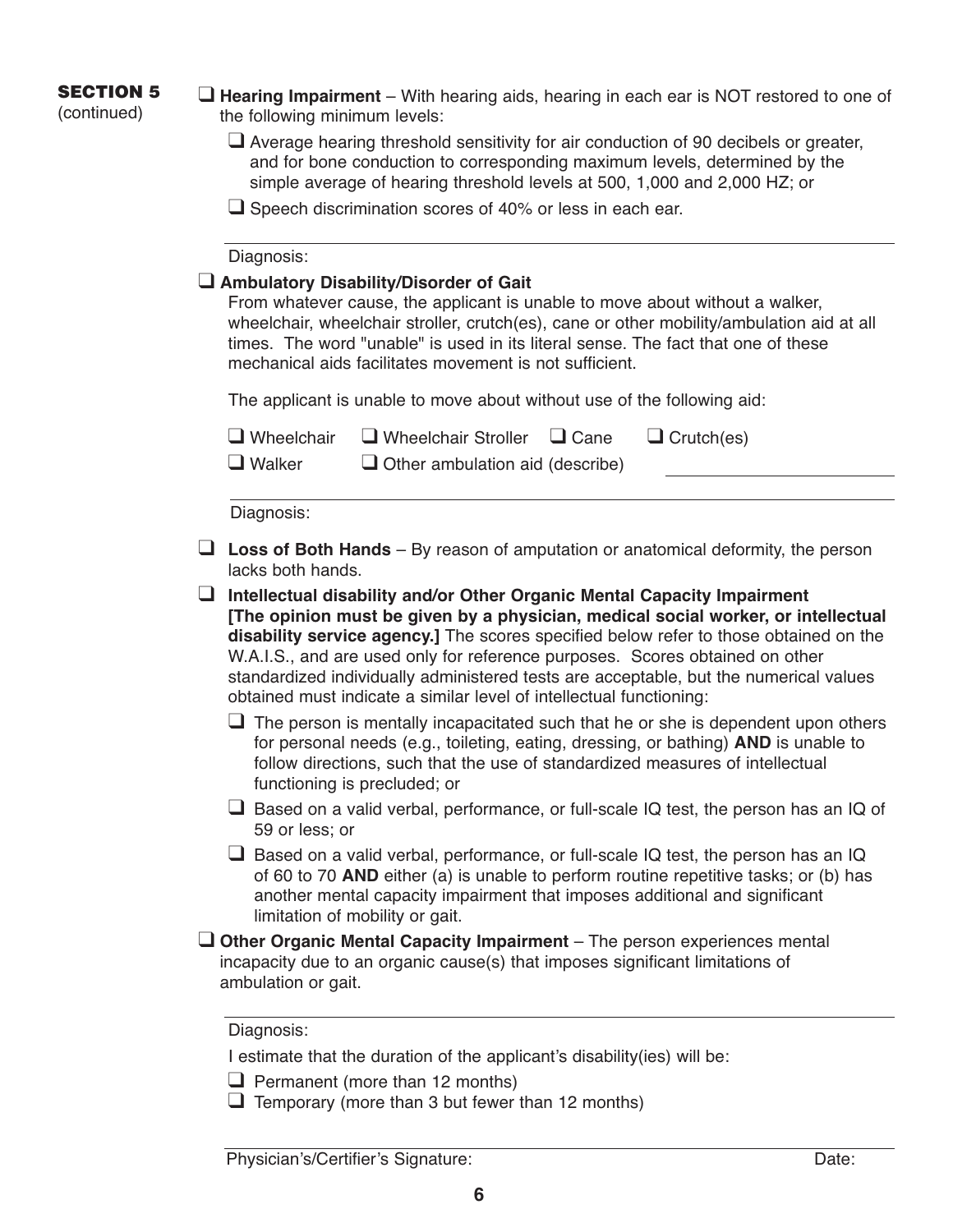**SECTION 5** (continued)

- ☐ **Hearing Impairment** – With hearing aids, hearing in each ear is NOT restored to one of the following minimum levels:
  - ☐ Average hearing threshold sensitivity for air conduction of 90 decibels or greater, and for bone conduction to corresponding maximum levels, determined by the simple average of hearing threshold levels at 500, 1,000 and 2,000 HZ; or
  - ☐ Speech discrimination scores of 40% or less in each ear.

Diagnosis: ______________________________

- ☐ **Ambulatory Disability/Disorder of Gait**

  From whatever cause, the applicant is unable to move about without a walker, wheelchair, wheelchair stroller, crutch(es), cane or other mobility/ambulation aid at all times. The word "unable" is used in its literal sense. The fact that one of these mechanical aids facilitates movement is not sufficient.

  The applicant is unable to move about without use of the following aid:

  ☐ Wheelchair ☐ Wheelchair Stroller ☐ Cane ☐ Crutch(es)

  ☐ Walker ☐ Other ambulation aid (describe) ______________________________

Diagnosis: ______________________________

- ☐ **Loss of Both Hands** – By reason of amputation or anatomical deformity, the person lacks both hands.

- ☐ **Intellectual disability and/or Other Organic Mental Capacity Impairment [The opinion must be given by a physician, medical social worker, or intellectual disability service agency.]** The scores specified below refer to those obtained on the W.A.I.S., and are used only for reference purposes. Scores obtained on other standardized individually administered tests are acceptable, but the numerical values obtained must indicate a similar level of intellectual functioning:
  - ☐ The person is mentally incapacitated such that he or she is dependent upon others for personal needs (e.g., toileting, eating, dressing, or bathing) **AND** is unable to follow directions, such that the use of standardized measures of intellectual functioning is precluded; or
  - ☐ Based on a valid verbal, performance, or full-scale IQ test, the person has an IQ of 59 or less; or
  - ☐ Based on a valid verbal, performance, or full-scale IQ test, the person has an IQ of 60 to 70 **AND** either (a) is unable to perform routine repetitive tasks; or (b) has another mental capacity impairment that imposes additional and significant limitation of mobility or gait.

- ☐ **Other Organic Mental Capacity Impairment** – The person experiences mental incapacity due to an organic cause(s) that imposes significant limitations of ambulation or gait.

Diagnosis: ______________________________

I estimate that the duration of the applicant's disability(ies) will be:

- ☐ Permanent (more than 12 months)
- ☐ Temporary (more than 3 but fewer than 12 months)

Physician's/Certifier's Signature: ______________________________ Date: __________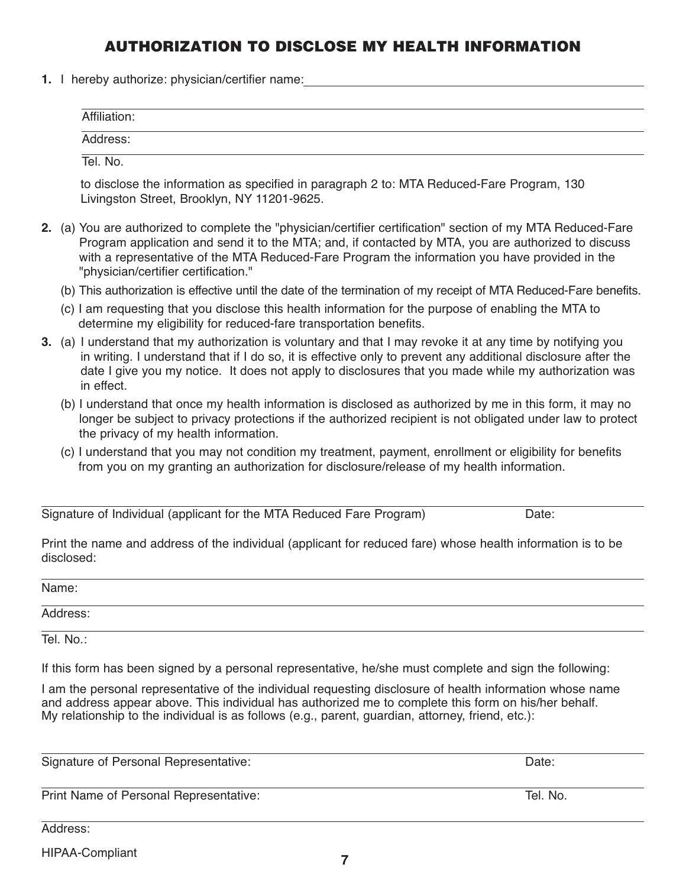# AUTHORIZATION TO DISCLOSE MY HEALTH INFORMATION

**1.** I hereby authorize: physician/certifier name: \_\_\_\_\_\_\_\_\_\_\_\_\_\_\_\_\_\_\_\_\_\_\_\_\_\_\_\_\_\_\_\_\_\_\_\_\_\_\_\_

Affiliation:

Address:

Tel. No.

to disclose the information as specified in paragraph 2 to: MTA Reduced-Fare Program, 130 Livingston Street, Brooklyn, NY 11201-9625.

**2.** (a) You are authorized to complete the "physician/certifier certification" section of my MTA Reduced-Fare Program application and send it to the MTA; and, if contacted by MTA, you are authorized to discuss with a representative of the MTA Reduced-Fare Program the information you have provided in the "physician/certifier certification."

(b) This authorization is effective until the date of the termination of my receipt of MTA Reduced-Fare benefits.

(c) I am requesting that you disclose this health information for the purpose of enabling the MTA to determine my eligibility for reduced-fare transportation benefits.

**3.** (a) I understand that my authorization is voluntary and that I may revoke it at any time by notifying you in writing. I understand that if I do so, it is effective only to prevent any additional disclosure after the date I give you my notice. It does not apply to disclosures that you made while my authorization was in effect.

(b) I understand that once my health information is disclosed as authorized by me in this form, it may no longer be subject to privacy protections if the authorized recipient is not obligated under law to protect the privacy of my health information.

(c) I understand that you may not condition my treatment, payment, enrollment or eligibility for benefits from you on my granting an authorization for disclosure/release of my health information.

Signature of Individual (applicant for the MTA Reduced Fare Program) Date:

Print the name and address of the individual (applicant for reduced fare) whose health information is to be disclosed:

Name:

Address:

Tel. No.:

If this form has been signed by a personal representative, he/she must complete and sign the following:

I am the personal representative of the individual requesting disclosure of health information whose name and address appear above. This individual has authorized me to complete this form on his/her behalf. My relationship to the individual is as follows (e.g., parent, guardian, attorney, friend, etc.):

Signature of Personal Representative: Date:

Print Name of Personal Representative: Tel. No.

Address:

HIPAA-Compliant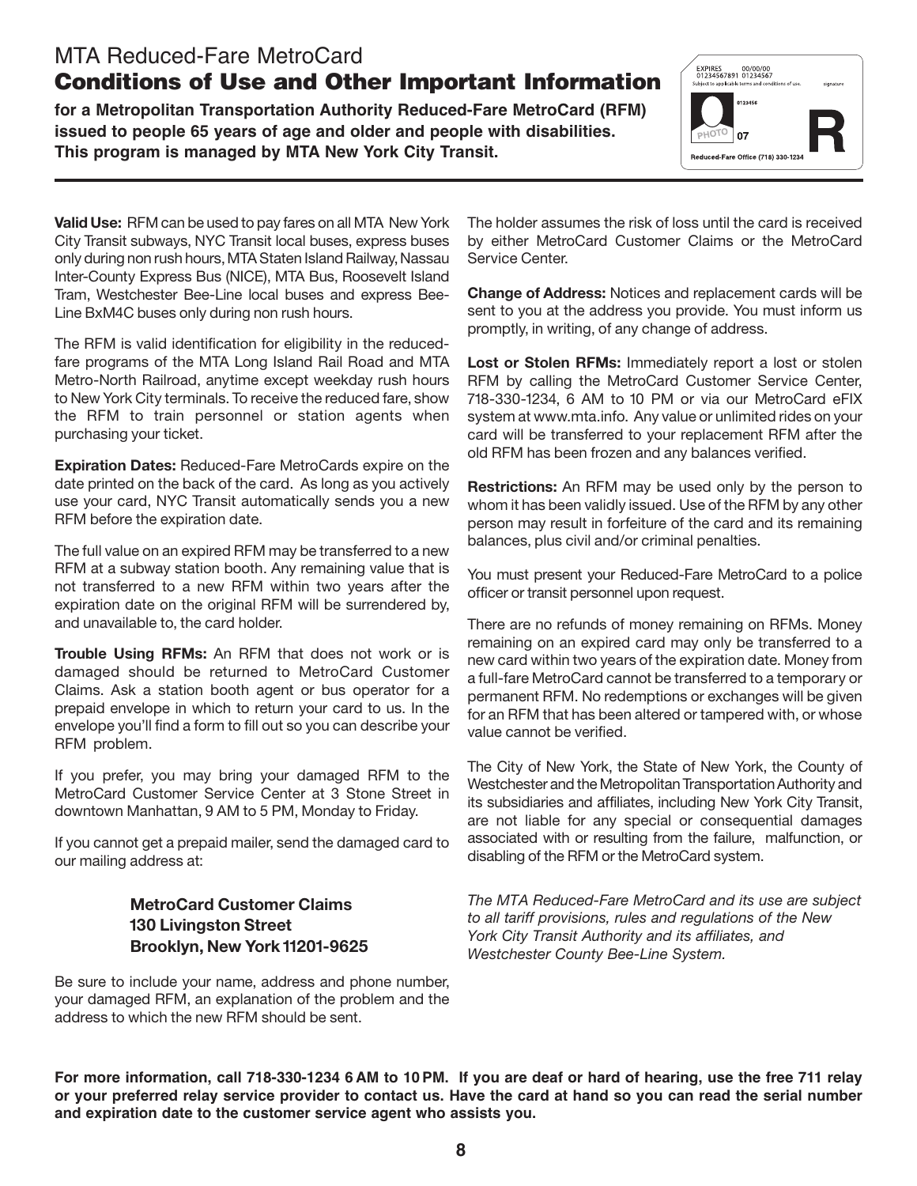# MTA Reduced-Fare MetroCard

## Conditions of Use and Other Important Information

**for a Metropolitan Transportation Authority Reduced-Fare MetroCard (RFM) issued to people 65 years of age and older and people with disabilities. This program is managed by MTA New York City Transit.**

EXPIRES 00/00/00
01234567891 01234567
Subject to applicable terms and conditions of use. signature
0123456
PHOTO 07
R
Reduced-Fare Office (718) 330-1234

**Valid Use:** RFM can be used to pay fares on all MTA New York City Transit subways, NYC Transit local buses, express buses only during non rush hours, MTA Staten Island Railway, Nassau Inter-County Express Bus (NICE), MTA Bus, Roosevelt Island Tram, Westchester Bee-Line local buses and express Bee-Line BxM4C buses only during non rush hours.

The RFM is valid identification for eligibility in the reduced-fare programs of the MTA Long Island Rail Road and MTA Metro-North Railroad, anytime except weekday rush hours to New York City terminals. To receive the reduced fare, show the RFM to train personnel or station agents when purchasing your ticket.

**Expiration Dates:** Reduced-Fare MetroCards expire on the date printed on the back of the card. As long as you actively use your card, NYC Transit automatically sends you a new RFM before the expiration date.

The full value on an expired RFM may be transferred to a new RFM at a subway station booth. Any remaining value that is not transferred to a new RFM within two years after the expiration date on the original RFM will be surrendered by, and unavailable to, the card holder.

**Trouble Using RFMs:** An RFM that does not work or is damaged should be returned to MetroCard Customer Claims. Ask a station booth agent or bus operator for a prepaid envelope in which to return your card to us. In the envelope you'll find a form to fill out so you can describe your RFM problem.

If you prefer, you may bring your damaged RFM to the MetroCard Customer Service Center at 3 Stone Street in downtown Manhattan, 9 AM to 5 PM, Monday to Friday.

If you cannot get a prepaid mailer, send the damaged card to our mailing address at:

**MetroCard Customer Claims**
**130 Livingston Street**
**Brooklyn, New York 11201-9625**

Be sure to include your name, address and phone number, your damaged RFM, an explanation of the problem and the address to which the new RFM should be sent.

The holder assumes the risk of loss until the card is received by either MetroCard Customer Claims or the MetroCard Service Center.

**Change of Address:** Notices and replacement cards will be sent to you at the address you provide. You must inform us promptly, in writing, of any change of address.

**Lost or Stolen RFMs:** Immediately report a lost or stolen RFM by calling the MetroCard Customer Service Center, 718-330-1234, 6 AM to 10 PM or via our MetroCard eFIX system at www.mta.info. Any value or unlimited rides on your card will be transferred to your replacement RFM after the old RFM has been frozen and any balances verified.

**Restrictions:** An RFM may be used only by the person to whom it has been validly issued. Use of the RFM by any other person may result in forfeiture of the card and its remaining balances, plus civil and/or criminal penalties.

You must present your Reduced-Fare MetroCard to a police officer or transit personnel upon request.

There are no refunds of money remaining on RFMs. Money remaining on an expired card may only be transferred to a new card within two years of the expiration date. Money from a full-fare MetroCard cannot be transferred to a temporary or permanent RFM. No redemptions or exchanges will be given for an RFM that has been altered or tampered with, or whose value cannot be verified.

The City of New York, the State of New York, the County of Westchester and the Metropolitan Transportation Authority and its subsidiaries and affiliates, including New York City Transit, are not liable for any special or consequential damages associated with or resulting from the failure, malfunction, or disabling of the RFM or the MetroCard system.

*The MTA Reduced-Fare MetroCard and its use are subject to all tariff provisions, rules and regulations of the New York City Transit Authority and its affiliates, and Westchester County Bee-Line System.*

**For more information, call 718-330-1234 6 AM to 10 PM. If you are deaf or hard of hearing, use the free 711 relay or your preferred relay service provider to contact us. Have the card at hand so you can read the serial number and expiration date to the customer service agent who assists you.**